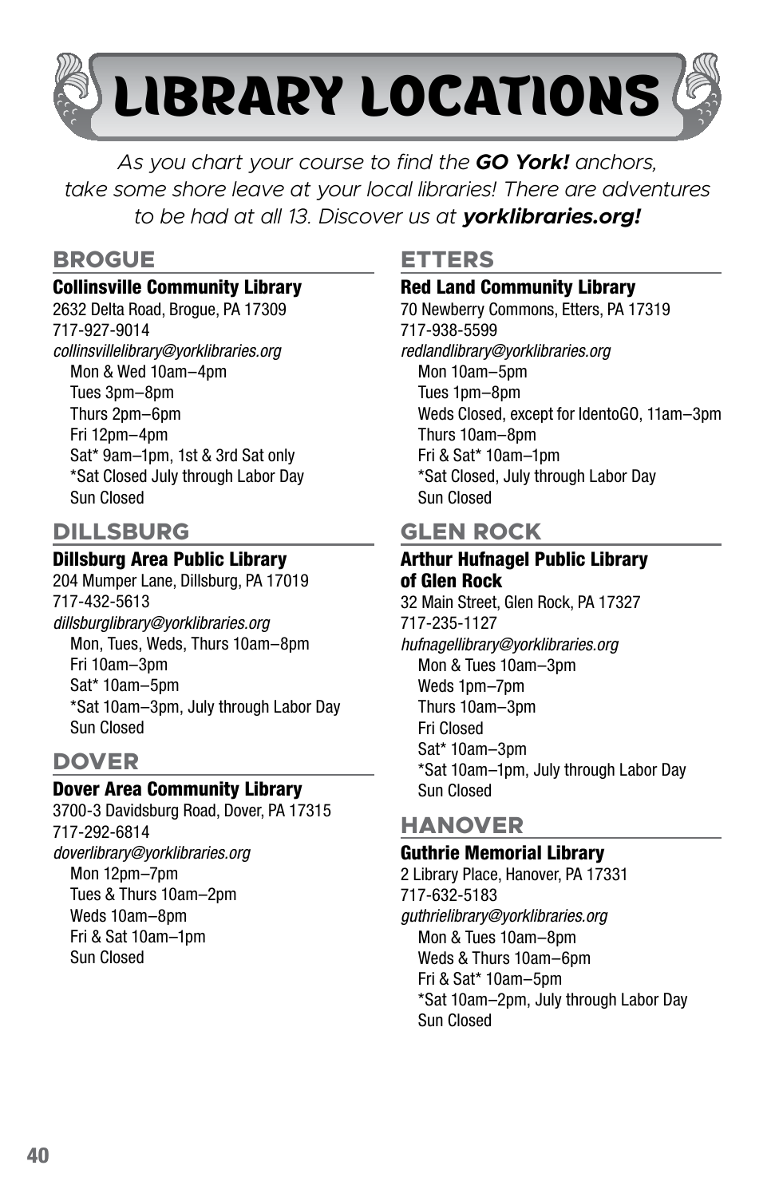# LIBRARY LOCATIONS

*As you chart your course to find the **GO York!** anchors, take some shore leave at your local libraries! There are adventures to be had at all 13. Discover us at **yorklibraries.org!***

## BROGUE

### Collinsville Community Library

2632 Delta Road, Brogue, PA 17309
717-927-9014
*collinsvillelibrary@yorklibraries.org*

Mon & Wed 10am–4pm
Tues 3pm–8pm
Thurs 2pm–6pm
Fri 12pm–4pm
Sat* 9am–1pm, 1st & 3rd Sat only
*Sat Closed July through Labor Day
Sun Closed

## DILLSBURG

### Dillsburg Area Public Library

204 Mumper Lane, Dillsburg, PA 17019
717-432-5613
*dillsburglibrary@yorklibraries.org*

Mon, Tues, Weds, Thurs 10am–8pm
Fri 10am–3pm
Sat* 10am–5pm
*Sat 10am–3pm, July through Labor Day
Sun Closed

## DOVER

### Dover Area Community Library

3700-3 Davidsburg Road, Dover, PA 17315
717-292-6814
*doverlibrary@yorklibraries.org*

Mon 12pm–7pm
Tues & Thurs 10am–2pm
Weds 10am–8pm
Fri & Sat 10am–1pm
Sun Closed

## ETTERS

### Red Land Community Library

70 Newberry Commons, Etters, PA 17319
717-938-5599
*redlandlibrary@yorklibraries.org*

Mon 10am–5pm
Tues 1pm–8pm
Weds Closed, except for IdentoGO, 11am–3pm
Thurs 10am–8pm
Fri & Sat* 10am–1pm
*Sat Closed, July through Labor Day
Sun Closed

## GLEN ROCK

### Arthur Hufnagel Public Library of Glen Rock

32 Main Street, Glen Rock, PA 17327
717-235-1127
*hufnagellibrary@yorklibraries.org*

Mon & Tues 10am–3pm
Weds 1pm–7pm
Thurs 10am–3pm
Fri Closed
Sat* 10am–3pm
*Sat 10am–1pm, July through Labor Day
Sun Closed

## HANOVER

### Guthrie Memorial Library

2 Library Place, Hanover, PA 17331
717-632-5183
*guthrielibrary@yorklibraries.org*

Mon & Tues 10am–8pm
Weds & Thurs 10am–6pm
Fri & Sat* 10am–5pm
*Sat 10am–2pm, July through Labor Day
Sun Closed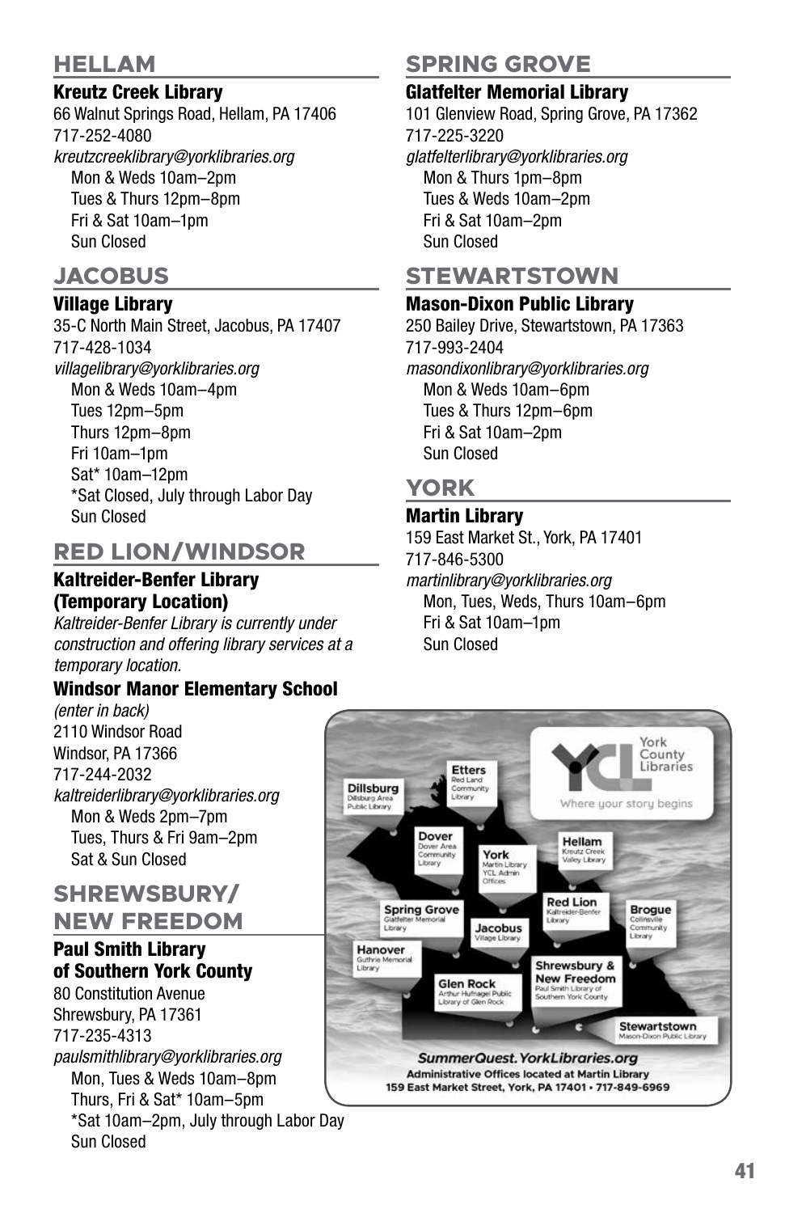## HELLAM

### Kreutz Creek Library

66 Walnut Springs Road, Hellam, PA 17406
717-252-4080
*kreutzcreeklibrary@yorklibraries.org*
Mon & Weds 10am–2pm
Tues & Thurs 12pm–8pm
Fri & Sat 10am–1pm
Sun Closed

## JACOBUS

### Village Library

35-C North Main Street, Jacobus, PA 17407
717-428-1034
*villagelibrary@yorklibraries.org*
Mon & Weds 10am–4pm
Tues 12pm–5pm
Thurs 12pm–8pm
Fri 10am–1pm
Sat* 10am–12pm
*Sat Closed, July through Labor Day
Sun Closed

## RED LION/WINDSOR

### Kaltreider-Benfer Library (Temporary Location)

*Kaltreider-Benfer Library is currently under construction and offering library services at a temporary location.*

### Windsor Manor Elementary School

*(enter in back)*
2110 Windsor Road
Windsor, PA 17366
717-244-2032
*kaltreiderlibrary@yorklibraries.org*
Mon & Weds 2pm–7pm
Tues, Thurs & Fri 9am–2pm
Sat & Sun Closed

## SHREWSBURY/ NEW FREEDOM

### Paul Smith Library of Southern York County

80 Constitution Avenue
Shrewsbury, PA 17361
717-235-4313
*paulsmithlibrary@yorklibraries.org*
Mon, Tues & Weds 10am–8pm
Thurs, Fri & Sat* 10am–5pm
*Sat 10am–2pm, July through Labor Day
Sun Closed

## SPRING GROVE

### Glatfelter Memorial Library

101 Glenview Road, Spring Grove, PA 17362
717-225-3220
*glatfelterlibrary@yorklibraries.org*
Mon & Thurs 1pm–8pm
Tues & Weds 10am–2pm
Fri & Sat 10am–2pm
Sun Closed

## STEWARTSTOWN

### Mason-Dixon Public Library

250 Bailey Drive, Stewartstown, PA 17363
717-993-2404
*masondixonlibrary@yorklibraries.org*
Mon & Weds 10am–6pm
Tues & Thurs 12pm–6pm
Fri & Sat 10am–2pm
Sun Closed

## YORK

### Martin Library

159 East Market St., York, PA 17401
717-846-5300
*martinlibrary@yorklibraries.org*
Mon, Tues, Weds, Thurs 10am–6pm
Fri & Sat 10am–1pm
Sun Closed

York County Libraries
Where your story begins

Etters — Red Land Community Library
Dillsburg — Dillsburg Area Public Library
Dover — Dover Area Community Library
York — Martin Library, YCL Admin Offices
Hellam — Kreutz Creek Valley Library
Spring Grove — Glatfelter Memorial Library
Red Lion — Kaltreider-Benfer Library
Brogue — Collinsville Community Library
Jacobus — Village Library
Hanover — Guthrie Memorial Library
Shrewsbury & New Freedom — Paul Smith Library of Southern York County
Glen Rock — Arthur Hufnagel Public Library of Glen Rock
Stewartstown — Mason-Dixon Public Library

*SummerQuest.YorkLibraries.org*
**Administrative Offices located at Martin Library**
**159 East Market Street, York, PA 17401 • 717-849-6969**